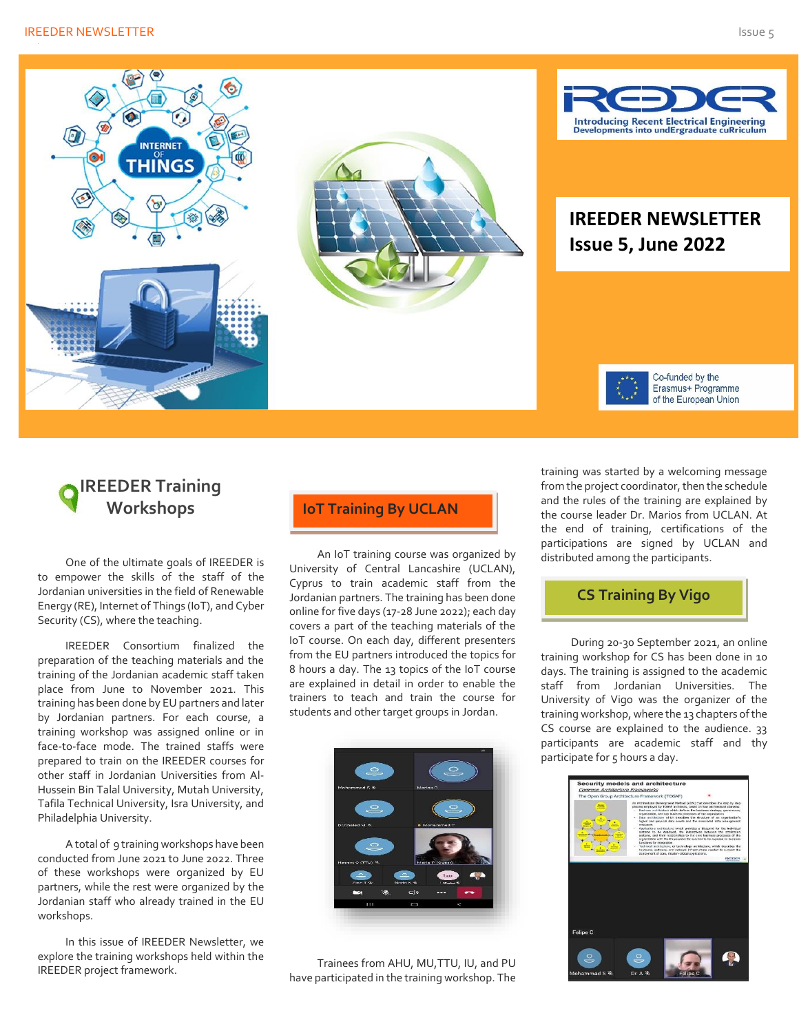IREEDER

Introducing Recent Electrical Engineering Developments into undErgraduate cuRriculum

# IREEDER NEWSLETTER Issue 5, June 2022

Co-funded by the Erasmus+ Programme of the European Union

## IREEDER Training Workshops

One of the ultimate goals of IREEDER is to empower the skills of the staff of the Jordanian universities in the field of Renewable Energy (RE), Internet of Things (IoT), and Cyber Security (CS), where the teaching.

IREEDER Consortium finalized the preparation of the teaching materials and the training of the Jordanian academic staff taken place from June to November 2021. This training has been done by EU partners and later by Jordanian partners. For each course, a training workshop was assigned online or in face-to-face mode. The trained staffs were prepared to train on the IREEDER courses for other staff in Jordanian Universities from Al-Hussein Bin Talal University, Mutah University, Tafila Technical University, Isra University, and Philadelphia University.

A total of 9 training workshops have been conducted from June 2021 to June 2022. Three of these workshops were organized by EU partners, while the rest were organized by the Jordanian staff who already trained in the EU workshops.

In this issue of IREEDER Newsletter, we explore the training workshops held within the IREEDER project framework.

### IoT Training By UCLAN

An IoT training course was organized by University of Central Lancashire (UCLAN), Cyprus to train academic staff from the Jordanian partners. The training has been done online for five days (17-28 June 2022); each day covers a part of the teaching materials of the IoT course. On each day, different presenters from the EU partners introduced the topics for 8 hours a day. The 13 topics of the IoT course are explained in detail in order to enable the trainers to teach and train the course for students and other target groups in Jordan.

Trainees from AHU, MU,TTU, IU, and PU have participated in the training workshop. The training was started by a welcoming message from the project coordinator, then the schedule and the rules of the training are explained by the course leader Dr. Marios from UCLAN. At the end of training, certifications of the participations are signed by UCLAN and distributed among the participants.

### CS Training By Vigo

During 20-30 September 2021, an online training workshop for CS has been done in 10 days. The training is assigned to the academic staff from Jordanian Universities. The University of Vigo was the organizer of the training workshop, where the 13 chapters of the CS course are explained to the audience. 33 participants are academic staff and thy participate for 5 hours a day.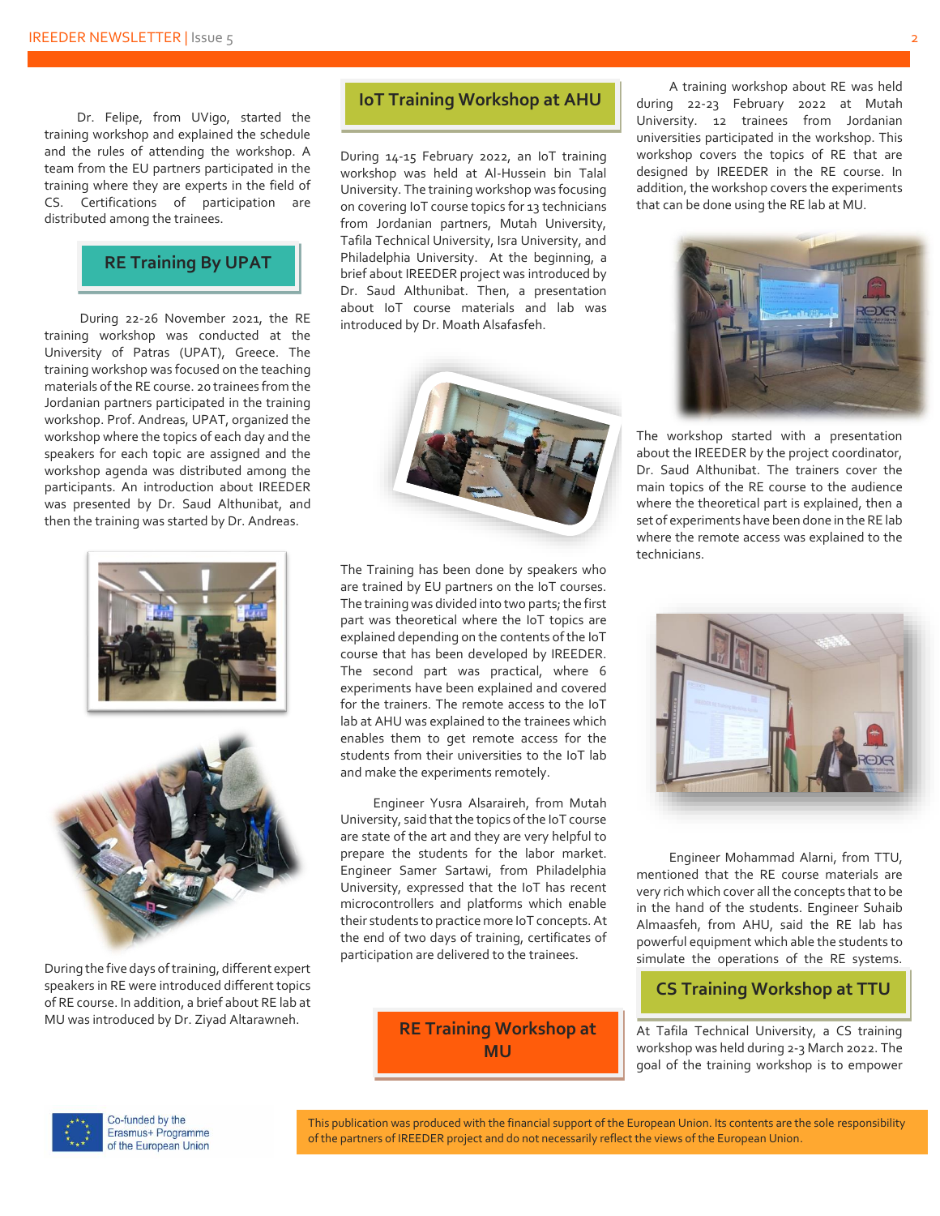Dr. Felipe, from UVigo, started the training workshop and explained the schedule and the rules of attending the workshop. A team from the EU partners participated in the training workshop where they are experts in the field of CS. Certifications of participation are distributed among the trainees.

## RE Training By UPAT

During 22-26 November 2021, the RE training workshop was conducted at the University of Patras (UPAT), Greece. The training workshop was focused on the teaching materials of the RE course. 20 trainees from the Jordanian partners participated in the training workshop. Prof. Andreas, UPAT, organized the workshop where the topics of each day and the speakers for each topic are assigned and the workshop agenda was distributed among the participants. An introduction about IREEDER was presented by Dr. Saud Althunibat, and then the training was started by Dr. Andreas.

During the five days of training, different expert speakers in RE were introduced different topics of RE course. In addition, a brief about RE lab at MU was introduced by Dr. Ziyad Altarawneh.

## IoT Training Workshop at AHU

During 14-15 February 2022, an IoT training workshop was held at Al-Hussein bin Talal University. The training workshop was focusing on covering IoT course topics for 13 technicians from Jordanian partners, Mutah University, Tafila Technical University, Isra University, and Philadelphia University. At the beginning, a brief about IREEDER project was introduced by Dr. Saud Althunibat. Then, a presentation about IoT course materials and lab was introduced by Dr. Moath Alsafasfeh.

The Training has been done by speakers who are trained by EU partners on the IoT courses. The training was divided into two parts; the first part was theoretical where the IoT topics are explained depending on the contents of the IoT course that has been developed by IREEDER. The second part was practical, where 6 experiments have been explained and covered for the trainers. The remote access to the IoT lab at AHU was explained to the trainees which enables them to get remote access for the students from their universities to the IoT lab and make the experiments remotely.

Engineer Yusra Alsaraireh, from Mutah University, said that the topics of the IoT course are state of the art and they are very helpful to prepare the students for the labor market. Engineer Samer Sartawi, from Philadelphia University, expressed that the IoT has recent microcontrollers and platforms which enable their students to practice more IoT concepts. At the end of two days of training, certificates of participation are delivered to the trainees.

## RE Training Workshop at MU

A training workshop about RE was held during 22-23 February 2022 at Mutah University. 12 trainees from Jordanian universities participated in the workshop. This workshop covers the topics of RE that are designed by IREEDER in the RE course. In addition, the workshop covers the experiments that can be done using the RE lab at MU.

The workshop started with a presentation about the IREEDER by the project coordinator, Dr. Saud Althunibat. The trainers cover the main topics of the RE course to the audience where the theoretical part is explained, then a set of experiments have been done in the RE lab where the remote access was explained to the technicians.

Engineer Mohammad Alarni, from TTU, mentioned that the RE course materials are very rich which cover all the concepts that to be in the hand of the students. Engineer Suhaib Almaasfeh, from AHU, said the RE lab has powerful equipment which able the students to simulate the operations of the RE systems.

## CS Training Workshop at TTU

At Tafila Technical University, a CS training workshop was held during 2-3 March 2022. The goal of the training workshop is to empower

Co-funded by the Erasmus+ Programme of the European Union

This publication was produced with the financial support of the European Union. Its contents are the sole responsibility of the partners of IREEDER project and do not necessarily reflect the views of the European Union.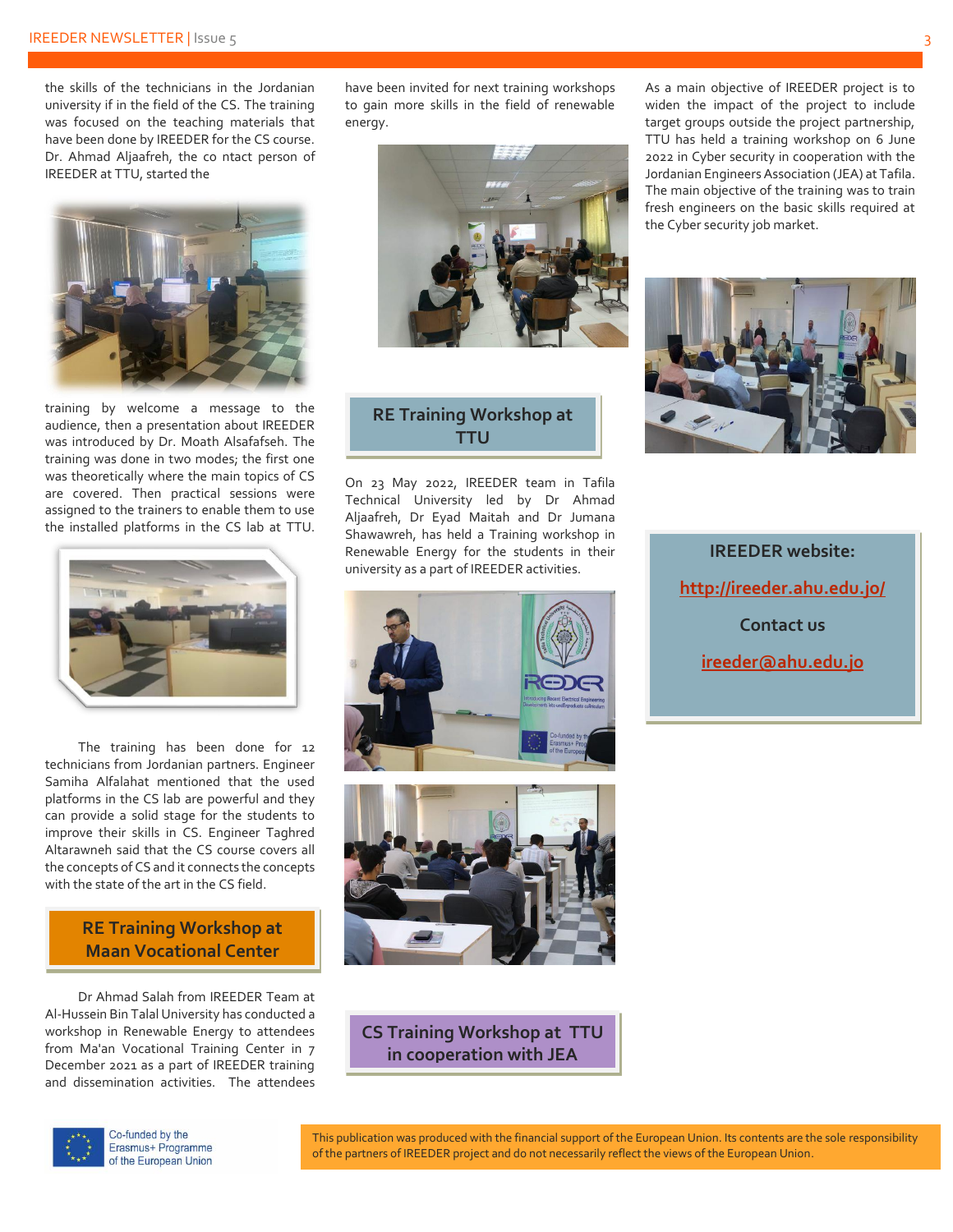the skills of the technicians in the Jordanian university if in the field of the CS. The training was focused on the teaching materials that have been done by IREEDER for the CS course. Dr. Ahmad Aljaafreh, the co ntact person of IREEDER at TTU, started the training by welcome a message to the audience, then a presentation about IREEDER was introduced by Dr. Moath Alsafafseh. The training was done in two modes; the first one was theoretically where the main topics of CS are covered. Then practical sessions were assigned to the trainers to enable them to use the installed platforms in the CS lab at TTU.

The training has been done for 12 technicians from Jordanian partners. Engineer Samiha Alfalahat mentioned that the used platforms in the CS lab are powerful and they can provide a solid stage for the students to improve their skills in CS. Engineer Taghred Altarawneh said that the CS course covers all the concepts of CS and it connects the concepts with the state of the art in the CS field.

## RE Training Workshop at Maan Vocational Center

Dr Ahmad Salah from IREEDER Team at Al-Hussein Bin Talal University has conducted a workshop in Renewable Energy to attendees from Ma'an Vocational Training Center in 7 December 2021 as a part of IREEDER training and dissemination activities. The attendees have been invited for next training workshops to gain more skills in the field of renewable energy.

## RE Training Workshop at TTU

On 23 May 2022, IREEDER team in Tafila Technical University led by Dr Ahmad Aljaafreh, Dr Eyad Maitah and Dr Jumana Shawawreh, has held a Training workshop in Renewable Energy for the students in their university as a part of IREEDER activities.

## CS Training Workshop at TTU in cooperation with JEA

As a main objective of IREEDER project is to widen the impact of the project to include target groups outside the project partnership, TTU has held a training workshop on 6 June 2022 in Cyber security in cooperation with the Jordanian Engineers Association (JEA) at Tafila. The main objective of the training was to train fresh engineers on the basic skills required at the Cyber security job market.

**IREEDER website:**

**http://ireeder.ahu.edu.jo/**

**Contact us**

**ireeder@ahu.edu.jo**

Co-funded by the Erasmus+ Programme of the European Union

This publication was produced with the financial support of the European Union. Its contents are the sole responsibility of the partners of IREEDER project and do not necessarily reflect the views of the European Union.